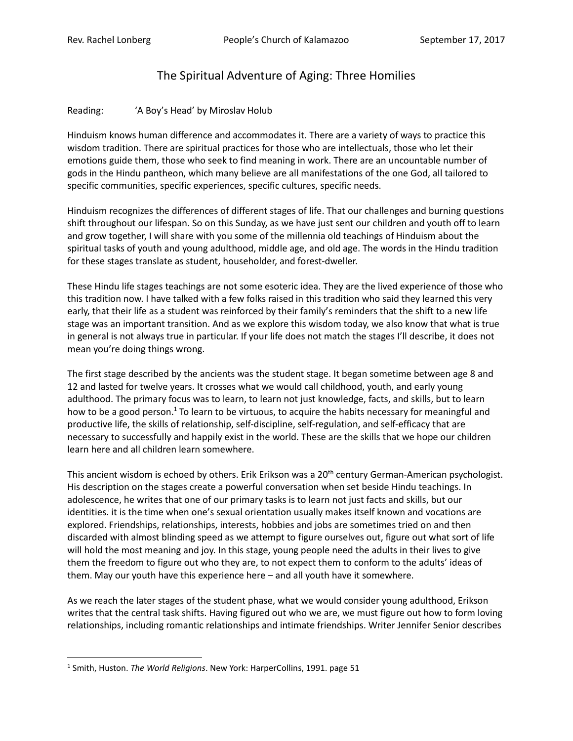# The Spiritual Adventure of Aging: Three Homilies

Reading: 'A Boy's Head' by Miroslav Holub

Hinduism knows human difference and accommodates it. There are a variety of ways to practice this wisdom tradition. There are spiritual practices for those who are intellectuals, those who let their emotions guide them, those who seek to find meaning in work. There are an uncountable number of gods in the Hindu pantheon, which many believe are all manifestations of the one God, all tailored to specific communities, specific experiences, specific cultures, specific needs.

Hinduism recognizes the differences of different stages of life. That our challenges and burning questions shift throughout our lifespan. So on this Sunday, as we have just sent our children and youth off to learn and grow together, I will share with you some of the millennia old teachings of Hinduism about the spiritual tasks of youth and young adulthood, middle age, and old age. The words in the Hindu tradition for these stages translate as student, householder, and forest-dweller.

These Hindu life stages teachings are not some esoteric idea. They are the lived experience of those who this tradition now. I have talked with a few folks raised in this tradition who said they learned this very early, that their life as a student was reinforced by their family's reminders that the shift to a new life stage was an important transition. And as we explore this wisdom today, we also know that what is true in general is not always true in particular. If your life does not match the stages I'll describe, it does not mean you're doing things wrong.

The first stage described by the ancients was the student stage. It began sometime between age 8 and 12 and lasted for twelve years. It crosses what we would call childhood, youth, and early young adulthood. The primary focus was to learn, to learn not just knowledge, facts, and skills, but to learn how to be a good person.[1] To learn to be virtuous, to acquire the habits necessary for meaningful and productive life, the skills of relationship, self-discipline, self-regulation, and self-efficacy that are necessary to successfully and happily exist in the world. These are the skills that we hope our children learn here and all children learn somewhere.

This ancient wisdom is echoed by others. Erik Erikson was a 20th century German-American psychologist. His description on the stages create a powerful conversation when set beside Hindu teachings. In adolescence, he writes that one of our primary tasks is to learn not just facts and skills, but our identities. it is the time when one's sexual orientation usually makes itself known and vocations are explored. Friendships, relationships, interests, hobbies and jobs are sometimes tried on and then discarded with almost blinding speed as we attempt to figure ourselves out, figure out what sort of life will hold the most meaning and joy. In this stage, young people need the adults in their lives to give them the freedom to figure out who they are, to not expect them to conform to the adults' ideas of them. May our youth have this experience here – and all youth have it somewhere.

As we reach the later stages of the student phase, what we would consider young adulthood, Erikson writes that the central task shifts. Having figured out who we are, we must figure out how to form loving relationships, including romantic relationships and intimate friendships. Writer Jennifer Senior describes

---

[1] Smith, Huston. *The World Religions*. New York: HarperCollins, 1991. page 51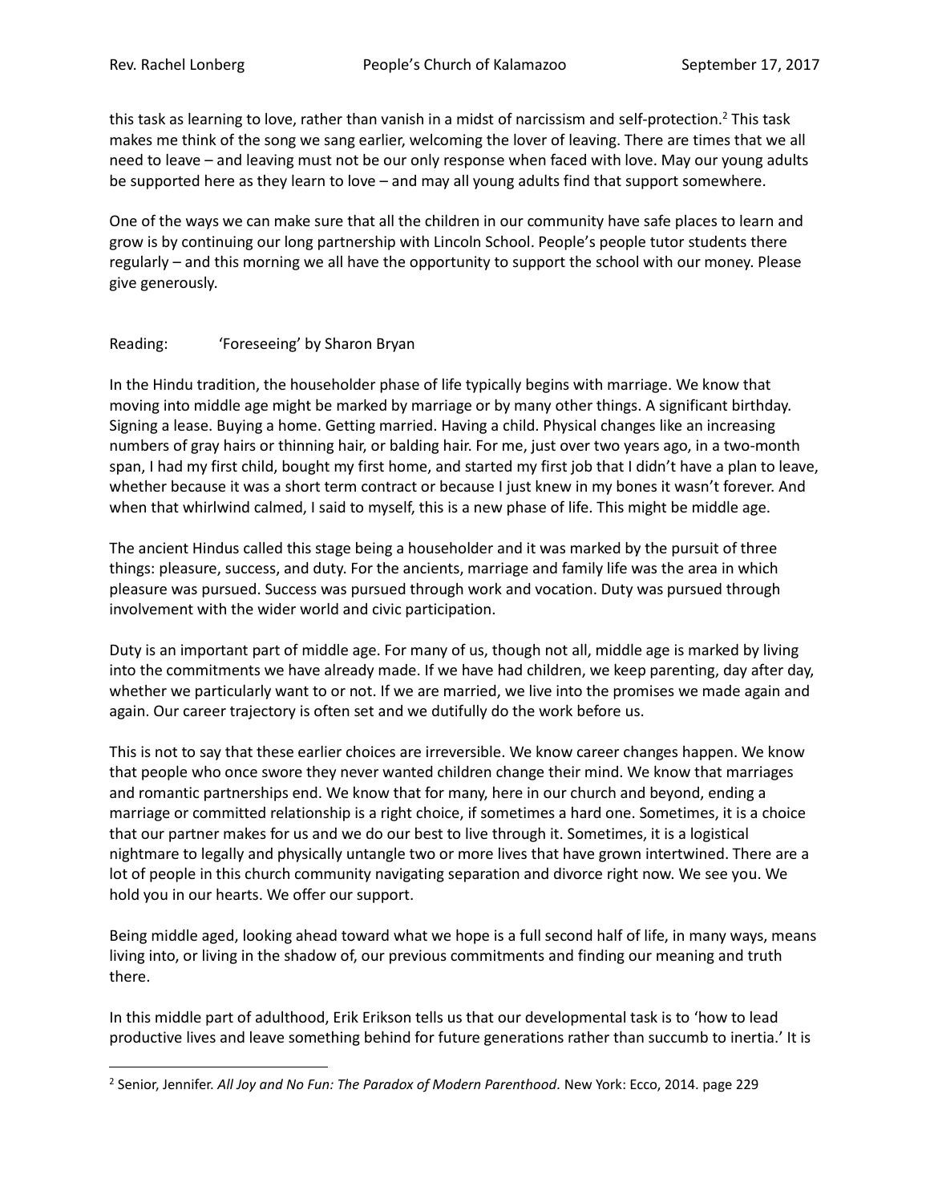this task as learning to love, rather than vanish in a midst of narcissism and self-protection.[2] This task makes me think of the song we sang earlier, welcoming the lover of leaving. There are times that we all need to leave – and leaving must not be our only response when faced with love. May our young adults be supported here as they learn to love – and may all young adults find that support somewhere.

One of the ways we can make sure that all the children in our community have safe places to learn and grow is by continuing our long partnership with Lincoln School. People's people tutor students there regularly – and this morning we all have the opportunity to support the school with our money. Please give generously.

Reading: 'Foreseeing' by Sharon Bryan

In the Hindu tradition, the householder phase of life typically begins with marriage. We know that moving into middle age might be marked by marriage or by many other things. A significant birthday. Signing a lease. Buying a home. Getting married. Having a child. Physical changes like an increasing numbers of gray hairs or thinning hair, or balding hair. For me, just over two years ago, in a two-month span, I had my first child, bought my first home, and started my first job that I didn't have a plan to leave, whether because it was a short term contract or because I just knew in my bones it wasn't forever. And when that whirlwind calmed, I said to myself, this is a new phase of life. This might be middle age.

The ancient Hindus called this stage being a householder and it was marked by the pursuit of three things: pleasure, success, and duty. For the ancients, marriage and family life was the area in which pleasure was pursued. Success was pursued through work and vocation. Duty was pursued through involvement with the wider world and civic participation.

Duty is an important part of middle age. For many of us, though not all, middle age is marked by living into the commitments we have already made. If we have had children, we keep parenting, day after day, whether we particularly want to or not. If we are married, we live into the promises we made again and again. Our career trajectory is often set and we dutifully do the work before us.

This is not to say that these earlier choices are irreversible. We know career changes happen. We know that people who once swore they never wanted children change their mind. We know that marriages and romantic partnerships end. We know that for many, here in our church and beyond, ending a marriage or committed relationship is a right choice, if sometimes a hard one. Sometimes, it is a choice that our partner makes for us and we do our best to live through it. Sometimes, it is a logistical nightmare to legally and physically untangle two or more lives that have grown intertwined. There are a lot of people in this church community navigating separation and divorce right now. We see you. We hold you in our hearts. We offer our support.

Being middle aged, looking ahead toward what we hope is a full second half of life, in many ways, means living into, or living in the shadow of, our previous commitments and finding our meaning and truth there.

In this middle part of adulthood, Erik Erikson tells us that our developmental task is to 'how to lead productive lives and leave something behind for future generations rather than succumb to inertia.' It is

[2] Senior, Jennifer. *All Joy and No Fun: The Paradox of Modern Parenthood*. New York: Ecco, 2014. page 229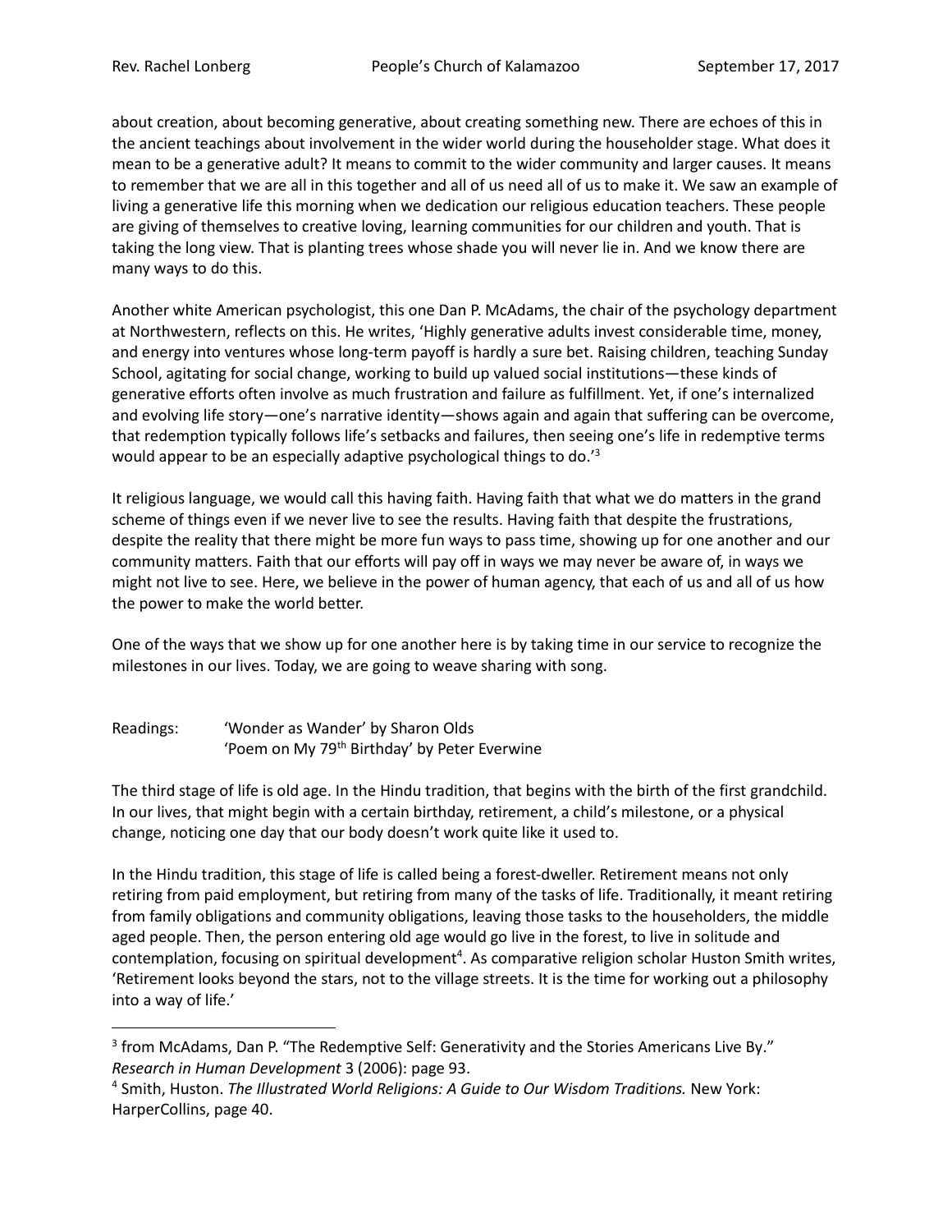about creation, about becoming generative, about creating something new. There are echoes of this in the ancient teachings about involvement in the wider world during the householder stage. What does it mean to be a generative adult? It means to commit to the wider community and larger causes. It means to remember that we are all in this together and all of us need all of us to make it. We saw an example of living a generative life this morning when we dedication our religious education teachers. These people are giving of themselves to creative loving, learning communities for our children and youth. That is taking the long view. That is planting trees whose shade you will never lie in. And we know there are many ways to do this.

Another white American psychologist, this one Dan P. McAdams, the chair of the psychology department at Northwestern, reflects on this. He writes, 'Highly generative adults invest considerable time, money, and energy into ventures whose long-term payoff is hardly a sure bet. Raising children, teaching Sunday School, agitating for social change, working to build up valued social institutions—these kinds of generative efforts often involve as much frustration and failure as fulfillment. Yet, if one's internalized and evolving life story—one's narrative identity—shows again and again that suffering can be overcome, that redemption typically follows life's setbacks and failures, then seeing one's life in redemptive terms would appear to be an especially adaptive psychological things to do.'[3]

It religious language, we would call this having faith. Having faith that what we do matters in the grand scheme of things even if we never live to see the results. Having faith that despite the frustrations, despite the reality that there might be more fun ways to pass time, showing up for one another and our community matters. Faith that our efforts will pay off in ways we may never be aware of, in ways we might not live to see. Here, we believe in the power of human agency, that each of us and all of us how the power to make the world better.

One of the ways that we show up for one another here is by taking time in our service to recognize the milestones in our lives. Today, we are going to weave sharing with song.

Readings: 'Wonder as Wander' by Sharon Olds
'Poem on My 79th Birthday' by Peter Everwine

The third stage of life is old age. In the Hindu tradition, that begins with the birth of the first grandchild. In our lives, that might begin with a certain birthday, retirement, a child's milestone, or a physical change, noticing one day that our body doesn't work quite like it used to.

In the Hindu tradition, this stage of life is called being a forest-dweller. Retirement means not only retiring from paid employment, but retiring from many of the tasks of life. Traditionally, it meant retiring from family obligations and community obligations, leaving those tasks to the householders, the middle aged people. Then, the person entering old age would go live in the forest, to live in solitude and contemplation, focusing on spiritual development[4]. As comparative religion scholar Huston Smith writes, 'Retirement looks beyond the stars, not to the village streets. It is the time for working out a philosophy into a way of life.'

---

[3] from McAdams, Dan P. "The Redemptive Self: Generativity and the Stories Americans Live By." *Research in Human Development* 3 (2006): page 93.

[4] Smith, Huston. *The Illustrated World Religions: A Guide to Our Wisdom Traditions.* New York: HarperCollins, page 40.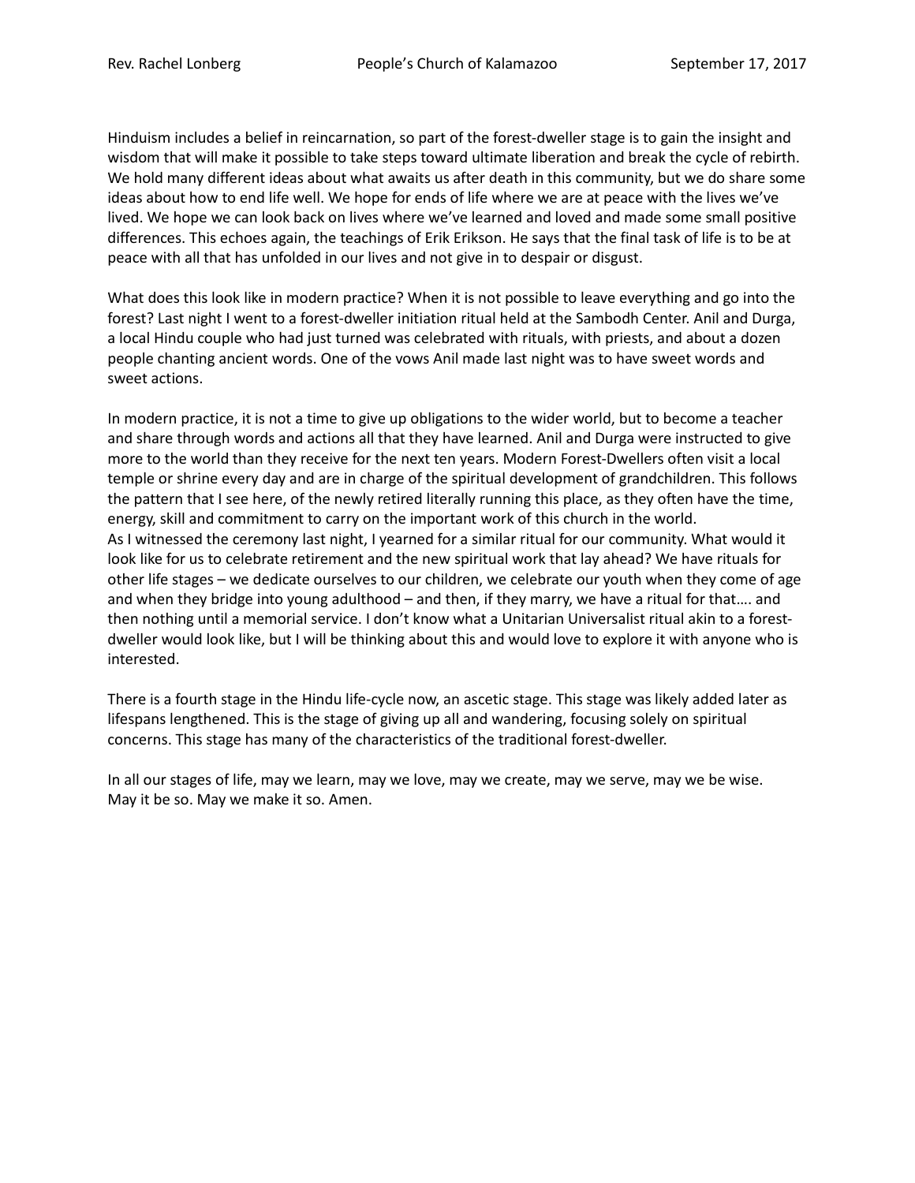Hinduism includes a belief in reincarnation, so part of the forest-dweller stage is to gain the insight and wisdom that will make it possible to take steps toward ultimate liberation and break the cycle of rebirth. We hold many different ideas about what awaits us after death in this community, but we do share some ideas about how to end life well. We hope for ends of life where we are at peace with the lives we've lived. We hope we can look back on lives where we've learned and loved and made some small positive differences. This echoes again, the teachings of Erik Erikson. He says that the final task of life is to be at peace with all that has unfolded in our lives and not give in to despair or disgust.

What does this look like in modern practice? When it is not possible to leave everything and go into the forest? Last night I went to a forest-dweller initiation ritual held at the Sambodh Center. Anil and Durga, a local Hindu couple who had just turned was celebrated with rituals, with priests, and about a dozen people chanting ancient words. One of the vows Anil made last night was to have sweet words and sweet actions.

In modern practice, it is not a time to give up obligations to the wider world, but to become a teacher and share through words and actions all that they have learned. Anil and Durga were instructed to give more to the world than they receive for the next ten years. Modern Forest-Dwellers often visit a local temple or shrine every day and are in charge of the spiritual development of grandchildren. This follows the pattern that I see here, of the newly retired literally running this place, as they often have the time, energy, skill and commitment to carry on the important work of this church in the world.
As I witnessed the ceremony last night, I yearned for a similar ritual for our community. What would it look like for us to celebrate retirement and the new spiritual work that lay ahead? We have rituals for other life stages – we dedicate ourselves to our children, we celebrate our youth when they come of age and when they bridge into young adulthood – and then, if they marry, we have a ritual for that…. and then nothing until a memorial service. I don't know what a Unitarian Universalist ritual akin to a forest-dweller would look like, but I will be thinking about this and would love to explore it with anyone who is interested.

There is a fourth stage in the Hindu life-cycle now, an ascetic stage. This stage was likely added later as lifespans lengthened. This is the stage of giving up all and wandering, focusing solely on spiritual concerns. This stage has many of the characteristics of the traditional forest-dweller.

In all our stages of life, may we learn, may we love, may we create, may we serve, may we be wise.
May it be so. May we make it so. Amen.